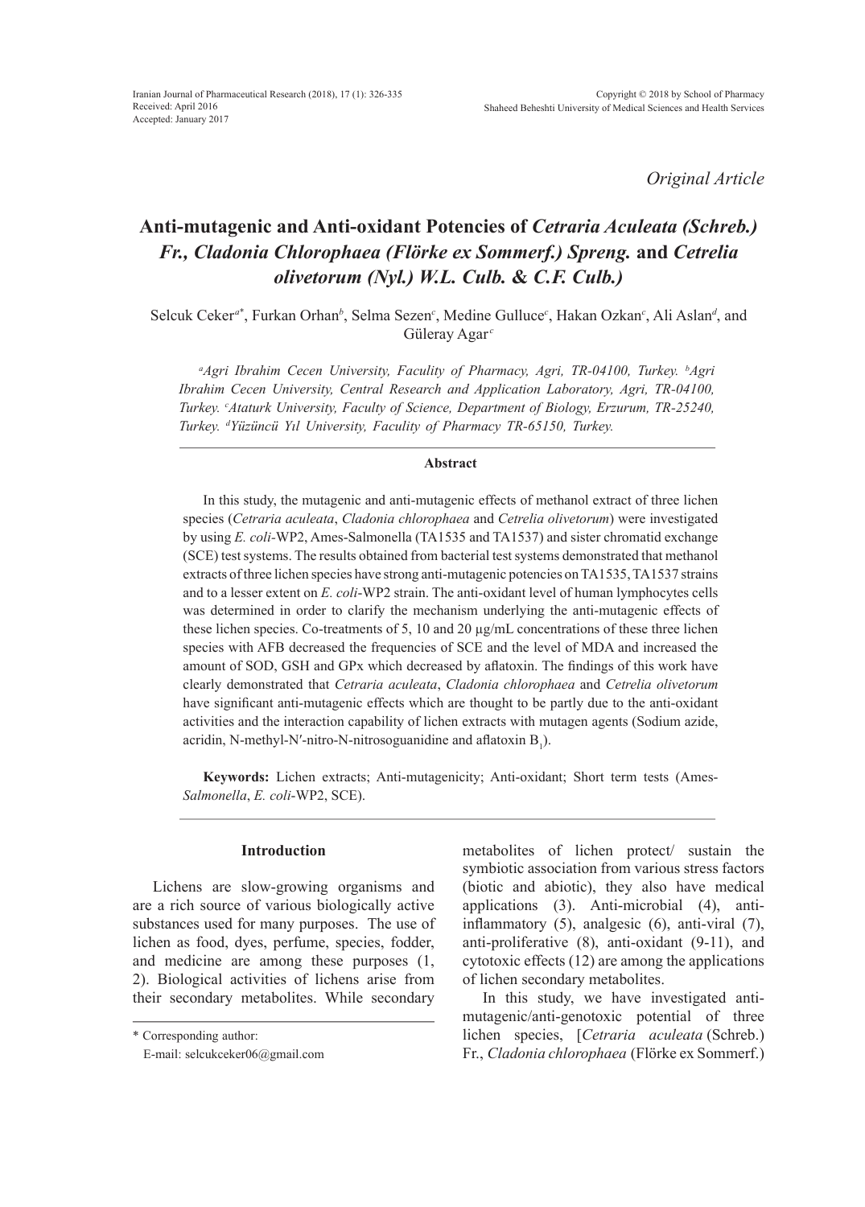*Original Article*

# Anti-mutagenic and Anti-oxidant Potencies of *Cetraria Aculeata (Schreb.) Fr., Cladonia Chlorophaea (Flörke ex Sommerf.) Spreng.* and *Cetrelia olivetorum (Nyl.) W.L. Culb. & C.F. Culb.)*

Selcuk Ceker[a*], Furkan Orhan[b], Selma Sezen[c], Medine Gulluce[c], Hakan Ozkan[c], Ali Aslan[d], and Güleray Agar[c]

*[a]Agri Ibrahim Cecen University, Faculty of Pharmacy, Agri, TR-04100, Turkey. [b]Agri Ibrahim Cecen University, Central Research and Application Laboratory, Agri, TR-04100, Turkey. [c]Ataturk University, Faculty of Science, Department of Biology, Erzurum, TR-25240, Turkey. [d]Yüzüncü Yıl University, Faculty of Pharmacy TR-65150, Turkey.*

## Abstract

In this study, the mutagenic and anti-mutagenic effects of methanol extract of three lichen species (*Cetraria aculeata*, *Cladonia chlorophaea* and *Cetrelia olivetorum*) were investigated by using *E. coli*-WP2, Ames-Salmonella (TA1535 and TA1537) and sister chromatid exchange (SCE) test systems. The results obtained from bacterial test systems demonstrated that methanol extracts of three lichen species have strong anti-mutagenic potencies on TA1535, TA1537 strains and to a lesser extent on *E. coli*-WP2 strain. The anti-oxidant level of human lymphocytes cells was determined in order to clarify the mechanism underlying the anti-mutagenic effects of these lichen species. Co-treatments of 5, 10 and 20 µg/mL concentrations of these three lichen species with AFB decreased the frequencies of SCE and the level of MDA and increased the amount of SOD, GSH and GPx which decreased by aflatoxin. The findings of this work have clearly demonstrated that *Cetraria aculeata*, *Cladonia chlorophaea* and *Cetrelia olivetorum* have significant anti-mutagenic effects which are thought to be partly due to the anti-oxidant activities and the interaction capability of lichen extracts with mutagen agents (Sodium azide, acridin, N-methyl-N′-nitro-N-nitrosoguanidine and aflatoxin $B_1$).

**Keywords:** Lichen extracts; Anti-mutagenicity; Anti-oxidant; Short term tests (Ames-*Salmonella*, *E. coli*-WP2, SCE).

## Introduction

Lichens are slow-growing organisms and are a rich source of various biologically active substances used for many purposes. The use of lichen as food, dyes, perfume, species, fodder, and medicine are among these purposes (1, 2). Biological activities of lichens arise from their secondary metabolites. While secondary metabolites of lichen protect/ sustain the symbiotic association from various stress factors (biotic and abiotic), they also have medical applications (3). Anti-microbial (4), anti-inflammatory (5), analgesic (6), anti-viral (7), anti-proliferative (8), anti-oxidant (9-11), and cytotoxic effects (12) are among the applications of lichen secondary metabolites.

In this study, we have investigated anti-mutagenic/anti-genotoxic potential of three lichen species, [*Cetraria aculeata* (Schreb.) Fr., *Cladonia chlorophaea* (Flörke ex Sommerf.)

\* Corresponding author:
E-mail: selcukceker06@gmail.com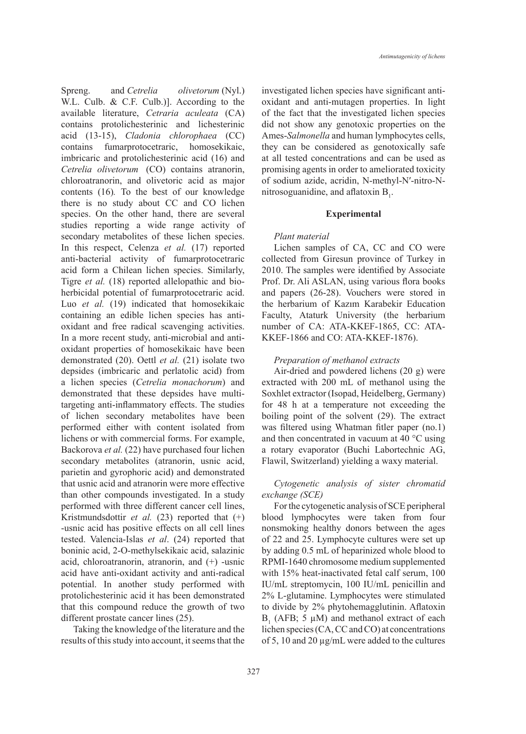Spreng. and *Cetrelia olivetorum* (Nyl.) W.L. Culb. & C.F. Culb.)]. According to the available literature, *Cetraria aculeata* (CA) contains protolichesterinic and lichesterinic acid (13-15), *Cladonia chlorophaea* (CC) contains fumarprotocetraric, homosekikaic, imbricaric and protolichesterinic acid (16) and *Cetrelia olivetorum* (CO) contains atranorin, chloroatranorin, and olivetoric acid as major contents (16). To the best of our knowledge there is no study about CC and CO lichen species. On the other hand, there are several studies reporting a wide range activity of secondary metabolites of these lichen species. In this respect, Celenza *et al.* (17) reported anti-bacterial activity of fumarprotocetraric acid form a Chilean lichen species. Similarly, Tigre *et al.* (18) reported allelopathic and bio-herbicidal potential of fumarprotocetraric acid. Luo *et al.* (19) indicated that homosekikaic containing an edible lichen species has anti-oxidant and free radical scavenging activities. In a more recent study, anti-microbial and anti-oxidant properties of homosekikaic have been demonstrated (20). Oettl *et al.* (21) isolate two depsides (imbricaric and perlatolic acid) from a lichen species (*Cetrelia monachorum*) and demonstrated that these depsides have multi-targeting anti-inflammatory effects. The studies of lichen secondary metabolites have been performed either with content isolated from lichens or with commercial forms. For example, Backorova *et al.* (22) have purchased four lichen secondary metabolites (atranorin, usnic acid, parietin and gyrophoric acid) and demonstrated that usnic acid and atranorin were more effective than other compounds investigated. In a study performed with three different cancer cell lines, Kristmundsdottir *et al.* (23) reported that (+) -usnic acid has positive effects on all cell lines tested. Valencia-Islas *et al*. (24) reported that boninic acid, 2-O-methylsekikaic acid, salazinic acid, chloroatranorin, atranorin, and (+) -usnic acid have anti-oxidant activity and anti-radical potential. In another study performed with protolichesterinic acid it has been demonstrated that this compound reduce the growth of two different prostate cancer lines (25).

Taking the knowledge of the literature and the results of this study into account, it seems that the investigated lichen species have significant anti-oxidant and anti-mutagen properties. In light of the fact that the investigated lichen species did not show any genotoxic properties on the Ames-*Salmonella* and human lymphocytes cells, they can be considered as genotoxically safe at all tested concentrations and can be used as promising agents in order to ameliorated toxicity of sodium azide, acridin, N-methyl-N′-nitro-N-nitrosoguanidine, and aflatoxin $B_1$.

## Experimental

### *Plant material*

Lichen samples of CA, CC and CO were collected from Giresun province of Turkey in 2010. The samples were identified by Associate Prof. Dr. Ali ASLAN, using various flora books and papers (26-28). Vouchers were stored in the herbarium of Kazım Karabekir Education Faculty, Ataturk University (the herbarium number of CA: ATA-KKEF-1865, CC: ATA-KKEF-1866 and CO: ATA-KKEF-1876).

### *Preparation of methanol extracts*

Air-dried and powdered lichens (20 g) were extracted with 200 mL of methanol using the Soxhlet extractor (Isopad, Heidelberg, Germany) for 48 h at a temperature not exceeding the boiling point of the solvent (29). The extract was filtered using Whatman fitler paper (no.1) and then concentrated in vacuum at 40 °C using a rotary evaporator (Buchi Labortechnic AG, Flawil, Switzerland) yielding a waxy material.

### *Cytogenetic analysis of sister chromatid exchange (SCE)*

For the cytogenetic analysis of SCE peripheral blood lymphocytes were taken from four nonsmoking healthy donors between the ages of 22 and 25. Lymphocyte cultures were set up by adding 0.5 mL of heparinized whole blood to RPMI-1640 chromosome medium supplemented with 15% heat-inactivated fetal calf serum, 100 IU/mL streptomycin, 100 IU/mL penicillin and 2% L-glutamine. Lymphocytes were stimulated to divide by 2% phytohemagglutinin. Aflatoxin $B_1$ (AFB; 5 µM) and methanol extract of each lichen species (CA, CC and CO) at concentrations of 5, 10 and 20 µg/mL were added to the cultures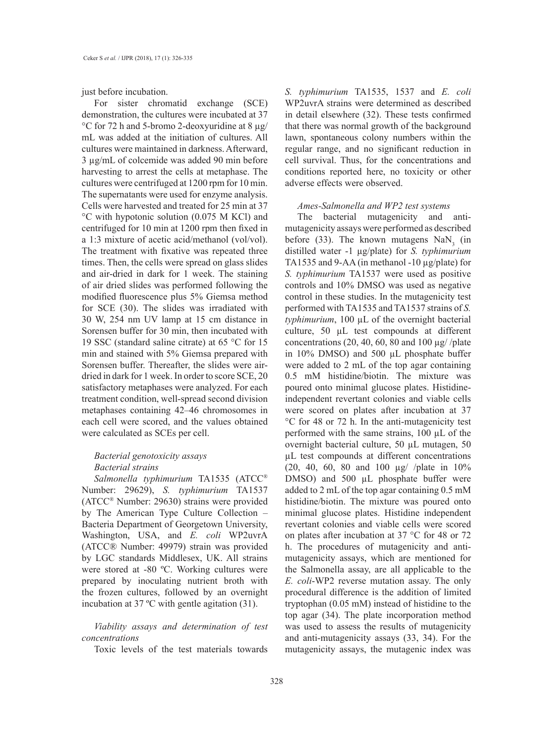just before incubation.

For sister chromatid exchange (SCE) demonstration, the cultures were incubated at 37 °C for 72 h and 5-bromo 2-deoxyuridine at 8 µg/mL was added at the initiation of cultures. All cultures were maintained in darkness. Afterward, 3 µg/mL of colcemide was added 90 min before harvesting to arrest the cells at metaphase. The cultures were centrifuged at 1200 rpm for 10 min. The supernatants were used for enzyme analysis. Cells were harvested and treated for 25 min at 37 °C with hypotonic solution (0.075 M KCl) and centrifuged for 10 min at 1200 rpm then fixed in a 1:3 mixture of acetic acid/methanol (vol/vol). The treatment with fixative was repeated three times. Then, the cells were spread on glass slides and air-dried in dark for 1 week. The staining of air dried slides was performed following the modified fluorescence plus 5% Giemsa method for SCE (30). The slides was irradiated with 30 W, 254 nm UV lamp at 15 cm distance in Sorensen buffer for 30 min, then incubated with 19 SSC (standard saline citrate) at 65 °C for 15 min and stained with 5% Giemsa prepared with Sorensen buffer. Thereafter, the slides were air-dried in dark for 1 week. In order to score SCE, 20 satisfactory metaphases were analyzed. For each treatment condition, well-spread second division metaphases containing 42–46 chromosomes in each cell were scored, and the values obtained were calculated as SCEs per cell.

### *Bacterial genotoxicity assays*

#### *Bacterial strains*

*Salmonella typhimurium* TA1535 (ATCC® Number: 29629), *S. typhimurium* TA1537 (ATCC® Number: 29630) strains were provided by The American Type Culture Collection – Bacteria Department of Georgetown University, Washington, USA, and *E. coli* WP2uvrA (ATCC® Number: 49979) strain was provided by LGC standards Middlesex, UK. All strains were stored at -80 ºC. Working cultures were prepared by inoculating nutrient broth with the frozen cultures, followed by an overnight incubation at 37 ºC with gentle agitation (31).

#### *Viability assays and determination of test concentrations*

Toxic levels of the test materials towards *S. typhimurium* TA1535, 1537 and *E. coli* WP2uvrA strains were determined as described in detail elsewhere (32). These tests confirmed that there was normal growth of the background lawn, spontaneous colony numbers within the regular range, and no significant reduction in cell survival. Thus, for the concentrations and conditions reported here, no toxicity or other adverse effects were observed.

#### *Ames-Salmonella and WP2 test systems*

The bacterial mutagenicity and anti-mutagenicity assays were performed as described before (33). The known mutagens $NaN_3$ (in distilled water -1 µg/plate) for *S. typhimurium* TA1535 and 9-AA (in methanol -10 µg/plate) for *S. typhimurium* TA1537 were used as positive controls and 10% DMSO was used as negative control in these studies. In the mutagenicity test performed with TA1535 and TA1537 strains of *S. typhimurium*, 100 µL of the overnight bacterial culture, 50 µL test compounds at different concentrations (20, 40, 60, 80 and 100 µg/ /plate in 10% DMSO) and 500 µL phosphate buffer were added to 2 mL of the top agar containing 0.5 mM histidine/biotin. The mixture was poured onto minimal glucose plates. Histidine-independent revertant colonies and viable cells were scored on plates after incubation at 37 °C for 48 or 72 h. In the anti-mutagenicity test performed with the same strains, 100 µL of the overnight bacterial culture, 50 µL mutagen, 50 µL test compounds at different concentrations (20, 40, 60, 80 and 100 µg/ /plate in 10% DMSO) and 500 µL phosphate buffer were added to 2 mL of the top agar containing 0.5 mM histidine/biotin. The mixture was poured onto minimal glucose plates. Histidine independent revertant colonies and viable cells were scored on plates after incubation at 37 °C for 48 or 72 h. The procedures of mutagenicity and anti-mutagenicity assays, which are mentioned for the Salmonella assay, are all applicable to the *E. coli*-WP2 reverse mutation assay. The only procedural difference is the addition of limited tryptophan (0.05 mM) instead of histidine to the top agar (34). The plate incorporation method was used to assess the results of mutagenicity and anti-mutagenicity assays (33, 34). For the mutagenicity assays, the mutagenic index was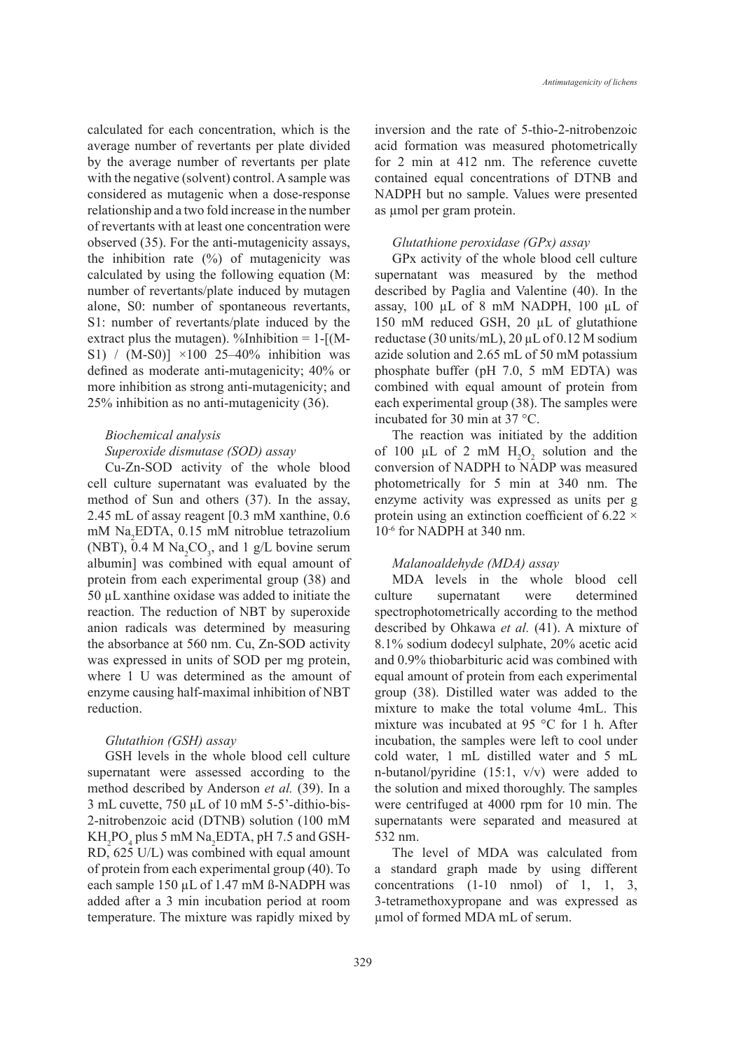calculated for each concentration, which is the average number of revertants per plate divided by the average number of revertants per plate with the negative (solvent) control. A sample was considered as mutagenic when a dose-response relationship and a two fold increase in the number of revertants with at least one concentration were observed (35). For the anti-mutagenicity assays, the inhibition rate (%) of mutagenicity was calculated by using the following equation (M: number of revertants/plate induced by mutagen alone, S0: number of spontaneous revertants, S1: number of revertants/plate induced by the extract plus the mutagen). %Inhibition = 1-[(M-S1) / (M-S0)] ×100 25–40% inhibition was defined as moderate anti-mutagenicity; 40% or more inhibition as strong anti-mutagenicity; and 25% inhibition as no anti-mutagenicity (36).

### *Biochemical analysis*

#### *Superoxide dismutase (SOD) assay*

Cu-Zn-SOD activity of the whole blood cell culture supernatant was evaluated by the method of Sun and others (37). In the assay, 2.45 mL of assay reagent [0.3 mM xanthine, 0.6 mM $Na_2EDTA$, 0.15 mM nitroblue tetrazolium (NBT), 0.4 M $Na_2CO_3$, and 1 g/L bovine serum albumin] was combined with equal amount of protein from each experimental group (38) and 50 µL xanthine oxidase was added to initiate the reaction. The reduction of NBT by superoxide anion radicals was determined by measuring the absorbance at 560 nm. Cu, Zn-SOD activity was expressed in units of SOD per mg protein, where 1 U was determined as the amount of enzyme causing half-maximal inhibition of NBT reduction.

#### *Glutathion (GSH) assay*

GSH levels in the whole blood cell culture supernatant were assessed according to the method described by Anderson *et al.* (39). In a 3 mL cuvette, 750 µL of 10 mM 5-5'-dithio-bis-2-nitrobenzoic acid (DTNB) solution (100 mM $KH_2PO_4$ plus 5 mM $Na_2EDTA$, pH 7.5 and GSH-RD, 625 U/L) was combined with equal amount of protein from each experimental group (40). To each sample 150 µL of 1.47 mM ß-NADPH was added after a 3 min incubation period at room temperature. The mixture was rapidly mixed by inversion and the rate of 5-thio-2-nitrobenzoic acid formation was measured photometrically for 2 min at 412 nm. The reference cuvette contained equal concentrations of DTNB and NADPH but no sample. Values were presented as µmol per gram protein.

#### *Glutathione peroxidase (GPx) assay*

GPx activity of the whole blood cell culture supernatant was measured by the method described by Paglia and Valentine (40). In the assay, 100 µL of 8 mM NADPH, 100 µL of 150 mM reduced GSH, 20 µL of glutathione reductase (30 units/mL), 20 µL of 0.12 M sodium azide solution and 2.65 mL of 50 mM potassium phosphate buffer (pH 7.0, 5 mM EDTA) was combined with equal amount of protein from each experimental group (38). The samples were incubated for 30 min at 37 °C.

The reaction was initiated by the addition of 100 µL of 2 mM $H_2O_2$ solution and the conversion of NADPH to NADP was measured photometrically for 5 min at 340 nm. The enzyme activity was expressed as units per g protein using an extinction coefficient of $6.22 \times 10^{-6}$ for NADPH at 340 nm.

#### *Malanoaldehyde (MDA) assay*

MDA levels in the whole blood cell culture supernatant were determined spectrophotometrically according to the method described by Ohkawa *et al.* (41). A mixture of 8.1% sodium dodecyl sulphate, 20% acetic acid and 0.9% thiobarbituric acid was combined with equal amount of protein from each experimental group (38). Distilled water was added to the mixture to make the total volume 4mL. This mixture was incubated at 95 °C for 1 h. After incubation, the samples were left to cool under cold water, 1 mL distilled water and 5 mL n-butanol/pyridine (15:1, v/v) were added to the solution and mixed thoroughly. The samples were centrifuged at 4000 rpm for 10 min. The supernatants were separated and measured at 532 nm.

The level of MDA was calculated from a standard graph made by using different concentrations (1-10 nmol) of 1, 1, 3, 3-tetramethoxypropane and was expressed as µmol of formed MDA mL of serum.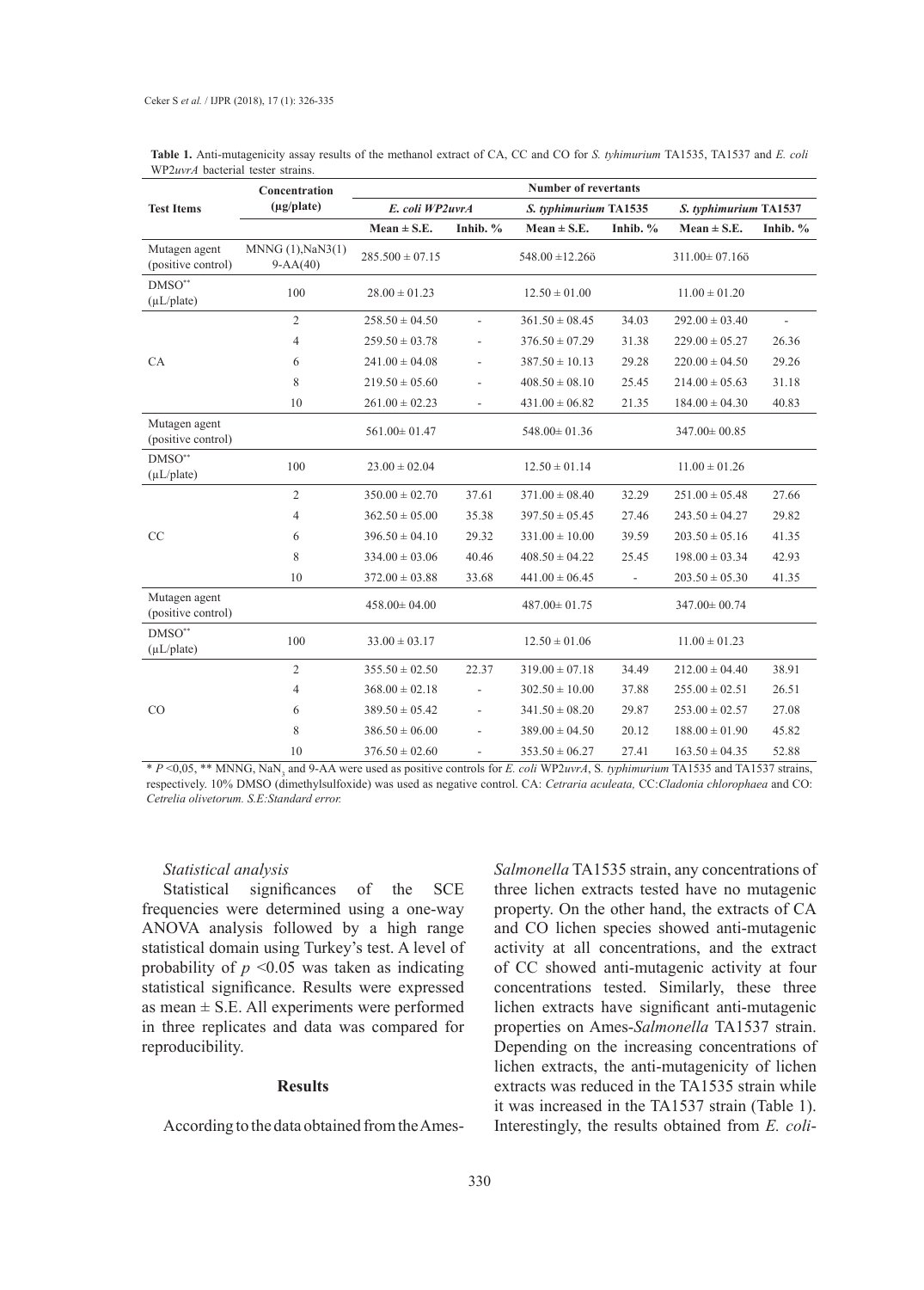**Table 1.** Anti-mutagenicity assay results of the methanol extract of CA, CC and CO for *S. tyhimurium* TA1535, TA1537 and *E. coli* WP2*uvrA* bacterial tester strains.

| Test Items | Concentration (µg/plate) | Number of revertants | | | | | |
|---|---|---|---|---|---|---|---|
| | | *E. coli WP2uvrA* | | *S. typhimurium* TA1535 | | *S. typhimurium* TA1537 | |
| | | Mean ± S.E. | Inhib. % | Mean ± S.E. | Inhib. % | Mean ± S.E. | Inhib. % |
| Mutagen agent (positive control) | MNNG (1),NaN3(1) 9-AA(40) | 285.500 ± 07.15 | | 548.00 ±12.26ö | | 311.00± 07.16ö | |
| DMSO** (µL/plate) | 100 | 28.00 ± 01.23 | | 12.50 ± 01.00 | | 11.00 ± 01.20 | |
| CA | 2 | 258.50 ± 04.50 | - | 361.50 ± 08.45 | 34.03 | 292.00 ± 03.40 | - |
| | 4 | 259.50 ± 03.78 | - | 376.50 ± 07.29 | 31.38 | 229.00 ± 05.27 | 26.36 |
| | 6 | 241.00 ± 04.08 | - | 387.50 ± 10.13 | 29.28 | 220.00 ± 04.50 | 29.26 |
| | 8 | 219.50 ± 05.60 | - | 408.50 ± 08.10 | 25.45 | 214.00 ± 05.63 | 31.18 |
| | 10 | 261.00 ± 02.23 | - | 431.00 ± 06.82 | 21.35 | 184.00 ± 04.30 | 40.83 |
| Mutagen agent (positive control) | | 561.00± 01.47 | | 548.00± 01.36 | | 347.00± 00.85 | |
| DMSO** (µL/plate) | 100 | 23.00 ± 02.04 | | 12.50 ± 01.14 | | 11.00 ± 01.26 | |
| CC | 2 | 350.00 ± 02.70 | 37.61 | 371.00 ± 08.40 | 32.29 | 251.00 ± 05.48 | 27.66 |
| | 4 | 362.50 ± 05.00 | 35.38 | 397.50 ± 05.45 | 27.46 | 243.50 ± 04.27 | 29.82 |
| | 6 | 396.50 ± 04.10 | 29.32 | 331.00 ± 10.00 | 39.59 | 203.50 ± 05.16 | 41.35 |
| | 8 | 334.00 ± 03.06 | 40.46 | 408.50 ± 04.22 | 25.45 | 198.00 ± 03.34 | 42.93 |
| | 10 | 372.00 ± 03.88 | 33.68 | 441.00 ± 06.45 | - | 203.50 ± 05.30 | 41.35 |
| Mutagen agent (positive control) | | 458.00± 04.00 | | 487.00± 01.75 | | 347.00± 00.74 | |
| DMSO** (µL/plate) | 100 | 33.00 ± 03.17 | | 12.50 ± 01.06 | | 11.00 ± 01.23 | |
| CO | 2 | 355.50 ± 02.50 | 22.37 | 319.00 ± 07.18 | 34.49 | 212.00 ± 04.40 | 38.91 |
| | 4 | 368.00 ± 02.18 | - | 302.50 ± 10.00 | 37.88 | 255.00 ± 02.51 | 26.51 |
| | 6 | 389.50 ± 05.42 | - | 341.50 ± 08.20 | 29.87 | 253.00 ± 02.57 | 27.08 |
| | 8 | 386.50 ± 06.00 | - | 389.00 ± 04.50 | 20.12 | 188.00 ± 01.90 | 45.82 |
| | 10 | 376.50 ± 02.60 | - | 353.50 ± 06.27 | 27.41 | 163.50 ± 04.35 | 52.88 |

* $P$ <0,05, ** MNNG, $NaN_3$ and 9-AA were used as positive controls for *E. coli* WP2*uvrA*, S. *typhimurium* TA1535 and TA1537 strains, respectively. 10% DMSO (dimethylsulfoxide) was used as negative control. CA: *Cetraria aculeata,* CC:*Cladonia chlorophaea* and CO: *Cetrelia olivetorum. S.E:Standard error.*

*Statistical analysis*

Statistical significances of the SCE frequencies were determined using a one-way ANOVA analysis followed by a high range statistical domain using Turkey's test. A level of probability of $p$ <0.05 was taken as indicating statistical significance. Results were expressed as mean ± S.E. All experiments were performed in three replicates and data was compared for reproducibility.

## Results

According to the data obtained from the Ames-*Salmonella* TA1535 strain, any concentrations of three lichen extracts tested have no mutagenic property. On the other hand, the extracts of CA and CO lichen species showed anti-mutagenic activity at all concentrations, and the extract of CC showed anti-mutagenic activity at four concentrations tested. Similarly, these three lichen extracts have significant anti-mutagenic properties on Ames-*Salmonella* TA1537 strain. Depending on the increasing concentrations of lichen extracts, the anti-mutagenicity of lichen extracts was reduced in the TA1535 strain while it was increased in the TA1537 strain (Table 1). Interestingly, the results obtained from *E. coli*-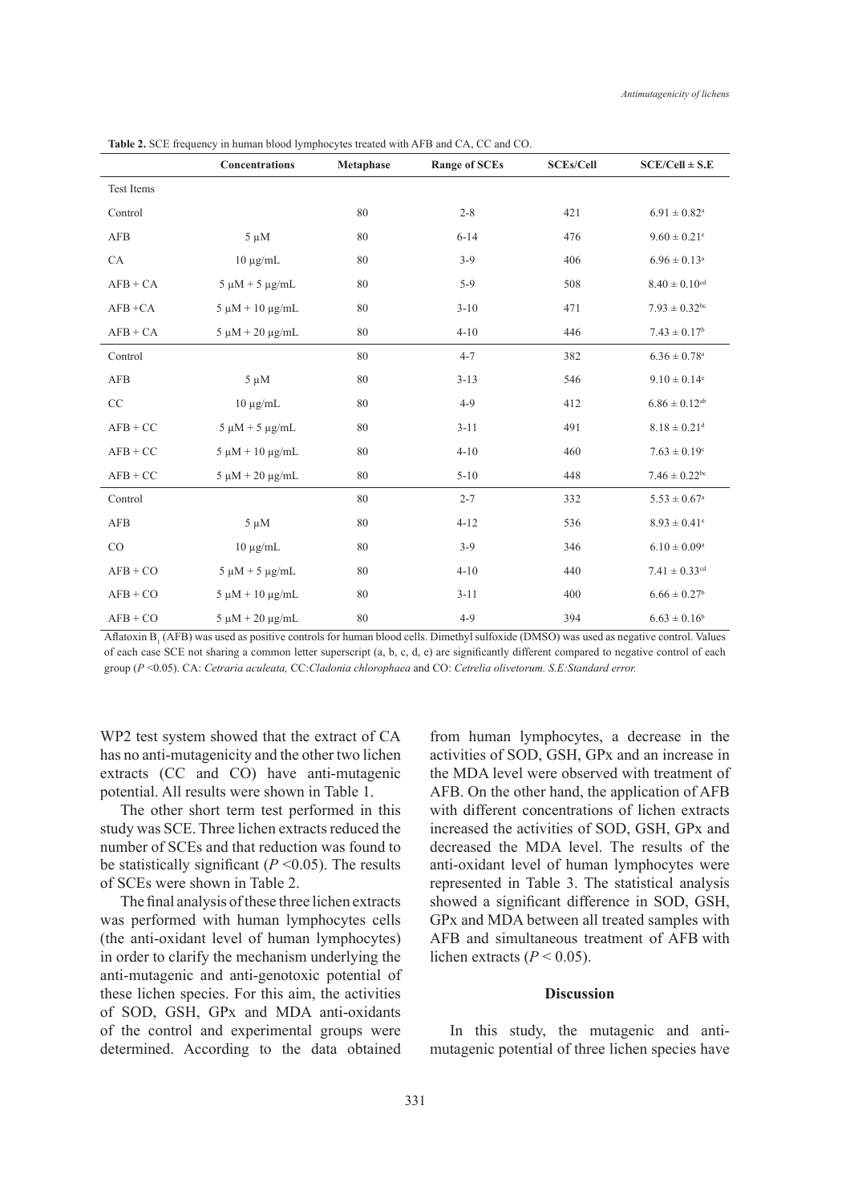**Table 2.** SCE frequency in human blood lymphocytes treated with AFB and CA, CC and CO.

| | Concentrations | Metaphase | Range of SCEs | SCEs/Cell | SCE/Cell ± S.E |
|---|---|---|---|---|---|
| Test Items | | | | | |
| Control | | 80 | 2-8 | 421 | 6.91 ± 0.82[a] |
| AFB | 5 µM | 80 | 6-14 | 476 | 9.60 ± 0.21[e] |
| CA | 10 µg/mL | 80 | 3-9 | 406 | 6.96 ± 0.13[a] |
| AFB + CA | 5 µM + 5 µg/mL | 80 | 5-9 | 508 | 8.40 ± 0.10[cd] |
| AFB +CA | 5 µM + 10 µg/mL | 80 | 3-10 | 471 | 7.93 ± 0.32[bc] |
| AFB + CA | 5 µM + 20 µg/mL | 80 | 4-10 | 446 | 7.43 ± 0.17[b] |
| Control | | 80 | 4-7 | 382 | 6.36 ± 0.78[a] |
| AFB | 5 µM | 80 | 3-13 | 546 | 9.10 ± 0.14[e] |
| CC | 10 µg/mL | 80 | 4-9 | 412 | 6.86 ± 0.12[ab] |
| AFB + CC | 5 µM + 5 µg/mL | 80 | 3-11 | 491 | 8.18 ± 0.21[d] |
| AFB + CC | 5 µM + 10 µg/mL | 80 | 4-10 | 460 | 7.63 ± 0.19[c] |
| AFB + CC | 5 µM + 20 µg/mL | 80 | 5-10 | 448 | 7.46 ± 0.22[bc] |
| Control | | 80 | 2-7 | 332 | 5.53 ± 0.67[a] |
| AFB | 5 µM | 80 | 4-12 | 536 | 8.93 ± 0.41[e] |
| CO | 10 µg/mL | 80 | 3-9 | 346 | 6.10 ± 0.09[a] |
| AFB + CO | 5 µM + 5 µg/mL | 80 | 4-10 | 440 | 7.41 ± 0.33[cd] |
| AFB + CO | 5 µM + 10 µg/mL | 80 | 3-11 | 400 | 6.66 ± 0.27[b] |
| AFB + CO | 5 µM + 20 µg/mL | 80 | 4-9 | 394 | 6.63 ± 0.16[b] |

Aflatoxin $B_1$ (AFB) was used as positive controls for human blood cells. Dimethyl sulfoxide (DMSO) was used as negative control. Values of each case SCE not sharing a common letter superscript (a, b, c, d, e) are significantly different compared to negative control of each group ($P$ <0.05). CA: *Cetraria aculeata,* CC:*Cladonia chlorophaea* and CO: *Cetrelia olivetorum. S.E:Standard error.*

WP2 test system showed that the extract of CA has no anti-mutagenicity and the other two lichen extracts (CC and CO) have anti-mutagenic potential. All results were shown in Table 1.

The other short term test performed in this study was SCE. Three lichen extracts reduced the number of SCEs and that reduction was found to be statistically significant ($P$ <0.05). The results of SCEs were shown in Table 2.

The final analysis of these three lichen extracts was performed with human lymphocytes cells (the anti-oxidant level of human lymphocytes) in order to clarify the mechanism underlying the anti-mutagenic and anti-genotoxic potential of these lichen species. For this aim, the activities of SOD, GSH, GPx and MDA anti-oxidants of the control and experimental groups were determined. According to the data obtained from human lymphocytes, a decrease in the activities of SOD, GSH, GPx and an increase in the MDA level were observed with treatment of AFB. On the other hand, the application of AFB with different concentrations of lichen extracts increased the activities of SOD, GSH, GPx and decreased the MDA level. The results of the anti-oxidant level of human lymphocytes were represented in Table 3. The statistical analysis showed a significant difference in SOD, GSH, GPx and MDA between all treated samples with AFB and simultaneous treatment of AFB with lichen extracts ($P$ < 0.05).

## Discussion

In this study, the mutagenic and anti-mutagenic potential of three lichen species have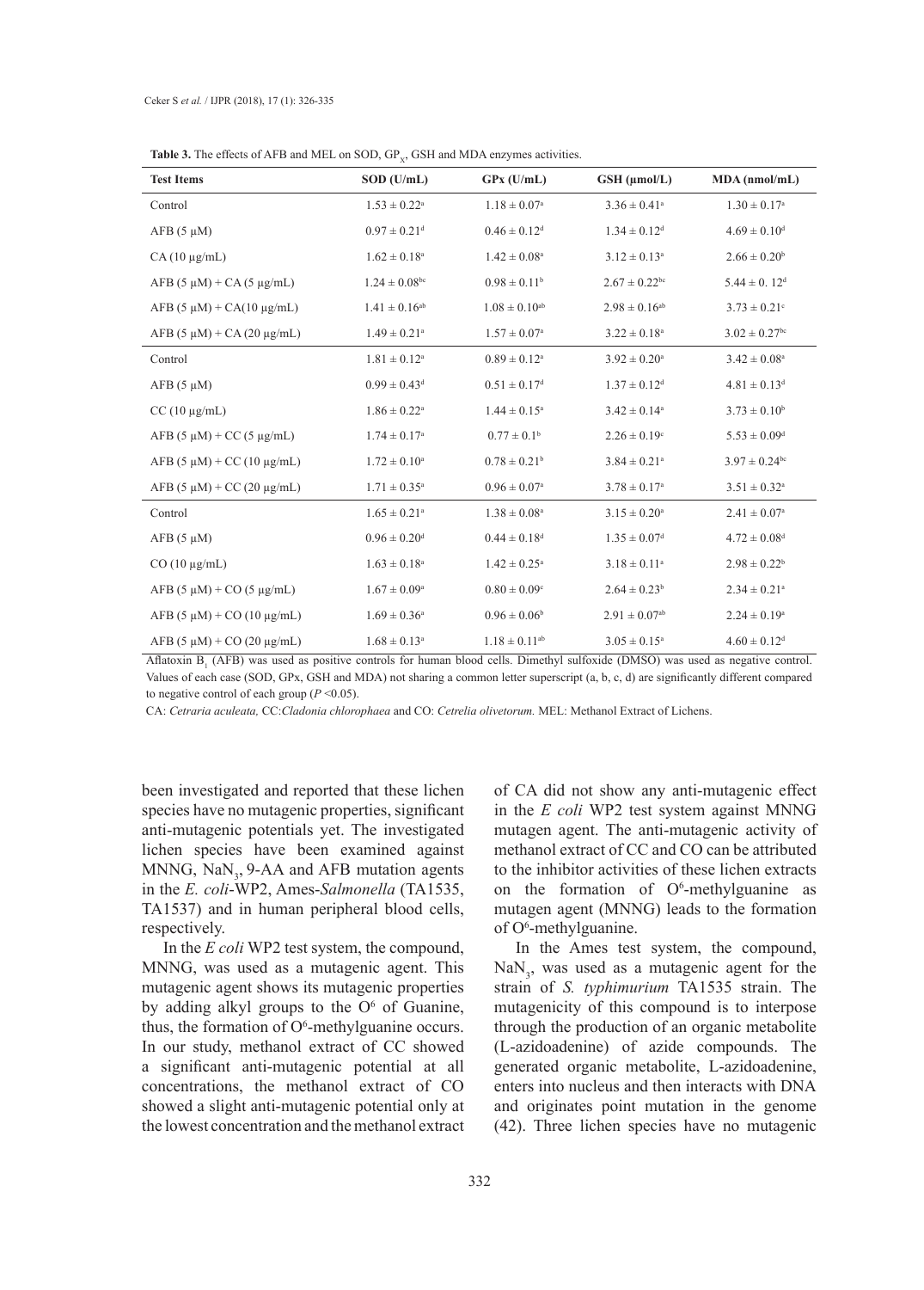**Table 3.** The effects of AFB and MEL on SOD, $GP_X$, GSH and MDA enzymes activities.

| Test Items | SOD (U/mL) | GPx (U/mL) | GSH (µmol/L) | MDA (nmol/mL) |
|---|---|---|---|---|
| Control | $1.53 \pm 0.22^{a}$ | $1.18 \pm 0.07^{a}$ | $3.36 \pm 0.41^{a}$ | $1.30 \pm 0.17^{a}$ |
| AFB (5 µM) | $0.97 \pm 0.21^{d}$ | $0.46 \pm 0.12^{d}$ | $1.34 \pm 0.12^{d}$ | $4.69 \pm 0.10^{d}$ |
| CA (10 µg/mL) | $1.62 \pm 0.18^{a}$ | $1.42 \pm 0.08^{a}$ | $3.12 \pm 0.13^{a}$ | $2.66 \pm 0.20^{b}$ |
| AFB (5 µM) + CA (5 µg/mL) | $1.24 \pm 0.08^{bc}$ | $0.98 \pm 0.11^{b}$ | $2.67 \pm 0.22^{bc}$ | $5.44 \pm 0.12^{d}$ |
| AFB (5 µM) + CA(10 µg/mL) | $1.41 \pm 0.16^{ab}$ | $1.08 \pm 0.10^{ab}$ | $2.98 \pm 0.16^{ab}$ | $3.73 \pm 0.21^{c}$ |
| AFB (5 µM) + CA (20 µg/mL) | $1.49 \pm 0.21^{a}$ | $1.57 \pm 0.07^{a}$ | $3.22 \pm 0.18^{a}$ | $3.02 \pm 0.27^{bc}$ |
| Control | $1.81 \pm 0.12^{a}$ | $0.89 \pm 0.12^{a}$ | $3.92 \pm 0.20^{a}$ | $3.42 \pm 0.08^{a}$ |
| AFB (5 µM) | $0.99 \pm 0.43^{d}$ | $0.51 \pm 0.17^{d}$ | $1.37 \pm 0.12^{d}$ | $4.81 \pm 0.13^{d}$ |
| CC (10 µg/mL) | $1.86 \pm 0.22^{a}$ | $1.44 \pm 0.15^{a}$ | $3.42 \pm 0.14^{a}$ | $3.73 \pm 0.10^{b}$ |
| AFB (5 µM) + CC (5 µg/mL) | $1.74 \pm 0.17^{a}$ | $0.77 \pm 0.1^{b}$ | $2.26 \pm 0.19^{c}$ | $5.53 \pm 0.09^{d}$ |
| AFB (5 µM) + CC (10 µg/mL) | $1.72 \pm 0.10^{a}$ | $0.78 \pm 0.21^{b}$ | $3.84 \pm 0.21^{a}$ | $3.97 \pm 0.24^{bc}$ |
| AFB (5 µM) + CC (20 µg/mL) | $1.71 \pm 0.35^{a}$ | $0.96 \pm 0.07^{a}$ | $3.78 \pm 0.17^{a}$ | $3.51 \pm 0.32^{a}$ |
| Control | $1.65 \pm 0.21^{a}$ | $1.38 \pm 0.08^{a}$ | $3.15 \pm 0.20^{a}$ | $2.41 \pm 0.07^{a}$ |
| AFB (5 µM) | $0.96 \pm 0.20^{d}$ | $0.44 \pm 0.18^{d}$ | $1.35 \pm 0.07^{d}$ | $4.72 \pm 0.08^{d}$ |
| CO (10 µg/mL) | $1.63 \pm 0.18^{a}$ | $1.42 \pm 0.25^{a}$ | $3.18 \pm 0.11^{a}$ | $2.98 \pm 0.22^{b}$ |
| AFB (5 µM) + CO (5 µg/mL) | $1.67 \pm 0.09^{a}$ | $0.80 \pm 0.09^{c}$ | $2.64 \pm 0.23^{b}$ | $2.34 \pm 0.21^{a}$ |
| AFB (5 µM) + CO (10 µg/mL) | $1.69 \pm 0.36^{a}$ | $0.96 \pm 0.06^{b}$ | $2.91 \pm 0.07^{ab}$ | $2.24 \pm 0.19^{a}$ |
| AFB (5 µM) + CO (20 µg/mL) | $1.68 \pm 0.13^{a}$ | $1.18 \pm 0.11^{ab}$ | $3.05 \pm 0.15^{a}$ | $4.60 \pm 0.12^{d}$ |

Aflatoxin $B_1$ (AFB) was used as positive controls for human blood cells. Dimethyl sulfoxide (DMSO) was used as negative control. Values of each case (SOD, GPx, GSH and MDA) not sharing a common letter superscript (a, b, c, d) are significantly different compared to negative control of each group ($P < 0.05$).

CA: *Cetraria aculeata,* CC:*Cladonia chlorophaea* and CO: *Cetrelia olivetorum.* MEL: Methanol Extract of Lichens.

been investigated and reported that these lichen species have no mutagenic properties, significant anti-mutagenic potentials yet. The investigated lichen species have been examined against MNNG, $NaN_3$, 9-AA and AFB mutation agents in the *E. coli*-WP2, Ames-*Salmonella* (TA1535, TA1537) and in human peripheral blood cells, respectively.

In the *E coli* WP2 test system, the compound, MNNG, was used as a mutagenic agent. This mutagenic agent shows its mutagenic properties by adding alkyl groups to the $O^6$ of Guanine, thus, the formation of $O^6$-methylguanine occurs. In our study, methanol extract of CC showed a significant anti-mutagenic potential at all concentrations, the methanol extract of CO showed a slight anti-mutagenic potential only at the lowest concentration and the methanol extract of CA did not show any anti-mutagenic effect in the *E coli* WP2 test system against MNNG mutagen agent. The anti-mutagenic activity of methanol extract of CC and CO can be attributed to the inhibitor activities of these lichen extracts on the formation of $O^6$-methylguanine as mutagen agent (MNNG) leads to the formation of $O^6$-methylguanine.

In the Ames test system, the compound, $NaN_3$, was used as a mutagenic agent for the strain of *S. typhimurium* TA1535 strain. The mutagenicity of this compound is to interpose through the production of an organic metabolite (L-azidoadenine) of azide compounds. The generated organic metabolite, L-azidoadenine, enters into nucleus and then interacts with DNA and originates point mutation in the genome (42). Three lichen species have no mutagenic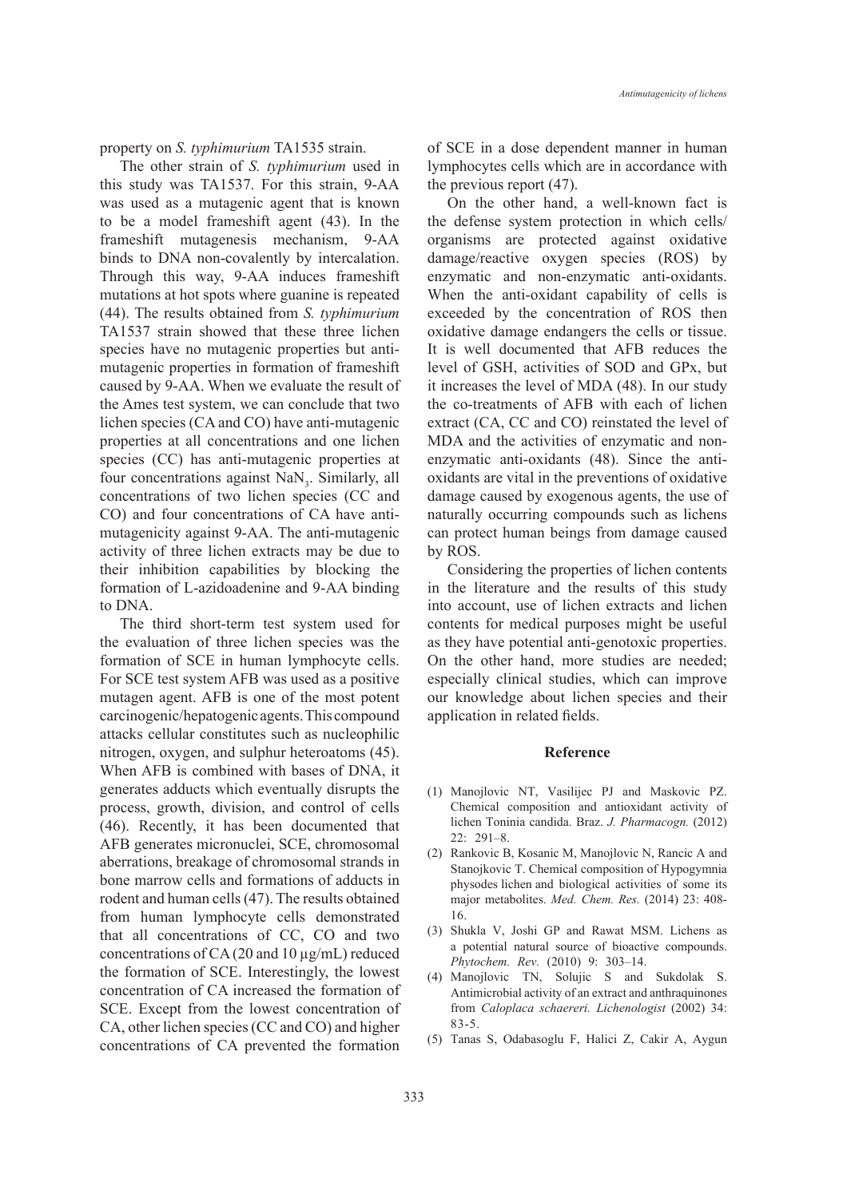property on *S. typhimurium* TA1535 strain.

The other strain of *S. typhimurium* used in this study was TA1537. For this strain, 9-AA was used as a mutagenic agent that is known to be a model frameshift agent (43). In the frameshift mutagenesis mechanism, 9-AA binds to DNA non-covalently by intercalation. Through this way, 9-AA induces frameshift mutations at hot spots where guanine is repeated (44). The results obtained from *S. typhimurium* TA1537 strain showed that these three lichen species have no mutagenic properties but anti-mutagenic properties in formation of frameshift caused by 9-AA. When we evaluate the result of the Ames test system, we can conclude that two lichen species (CA and CO) have anti-mutagenic properties at all concentrations and one lichen species (CC) has anti-mutagenic properties at four concentrations against $NaN_3$. Similarly, all concentrations of two lichen species (CC and CO) and four concentrations of CA have anti-mutagenicity against 9-AA. The anti-mutagenic activity of three lichen extracts may be due to their inhibition capabilities by blocking the formation of L-azidoadenine and 9-AA binding to DNA.

The third short-term test system used for the evaluation of three lichen species was the formation of SCE in human lymphocyte cells. For SCE test system AFB was used as a positive mutagen agent. AFB is one of the most potent carcinogenic/hepatogenic agents. This compound attacks cellular constitutes such as nucleophilic nitrogen, oxygen, and sulphur heteroatoms (45). When AFB is combined with bases of DNA, it generates adducts which eventually disrupts the process, growth, division, and control of cells (46). Recently, it has been documented that AFB generates micronuclei, SCE, chromosomal aberrations, breakage of chromosomal strands in bone marrow cells and formations of adducts in rodent and human cells (47). The results obtained from human lymphocyte cells demonstrated that all concentrations of CC, CO and two concentrations of CA (20 and 10 µg/mL) reduced the formation of SCE. Interestingly, the lowest concentration of CA increased the formation of SCE. Except from the lowest concentration of CA, other lichen species (CC and CO) and higher concentrations of CA prevented the formation of SCE in a dose dependent manner in human lymphocytes cells which are in accordance with the previous report (47).

On the other hand, a well-known fact is the defense system protection in which cells/organisms are protected against oxidative damage/reactive oxygen species (ROS) by enzymatic and non-enzymatic anti-oxidants. When the anti-oxidant capability of cells is exceeded by the concentration of ROS then oxidative damage endangers the cells or tissue. It is well documented that AFB reduces the level of GSH, activities of SOD and GPx, but it increases the level of MDA (48). In our study the co-treatments of AFB with each of lichen extract (CA, CC and CO) reinstated the level of MDA and the activities of enzymatic and non-enzymatic anti-oxidants (48). Since the anti-oxidants are vital in the preventions of oxidative damage caused by exogenous agents, the use of naturally occurring compounds such as lichens can protect human beings from damage caused by ROS.

Considering the properties of lichen contents in the literature and the results of this study into account, use of lichen extracts and lichen contents for medical purposes might be useful as they have potential anti-genotoxic properties. On the other hand, more studies are needed; especially clinical studies, which can improve our knowledge about lichen species and their application in related fields.

## Reference

(1) Manojlovic NT, Vasilijec PJ and Maskovic PZ. Chemical composition and antioxidant activity of lichen Toninia candida. Braz. *J. Pharmacogn.* (2012) 22: 291–8.

(2) Rankovic B, Kosanic M, Manojlovic N, Rancic A and Stanojkovic T. Chemical composition of Hypogymnia physodes lichen and biological activities of some its major metabolites. *Med. Chem. Res.* (2014) 23: 408-16.

(3) Shukla V, Joshi GP and Rawat MSM. Lichens as a potential natural source of bioactive compounds. *Phytochem. Rev.* (2010) 9: 303–14.

(4) Manojlovic TN, Solujic S and Sukdolak S. Antimicrobial activity of an extract and anthraquinones from *Caloplaca schaereri. Lichenologist* (2002) 34: 83-5.

(5) Tanas S, Odabasoglu F, Halici Z, Cakir A, Aygun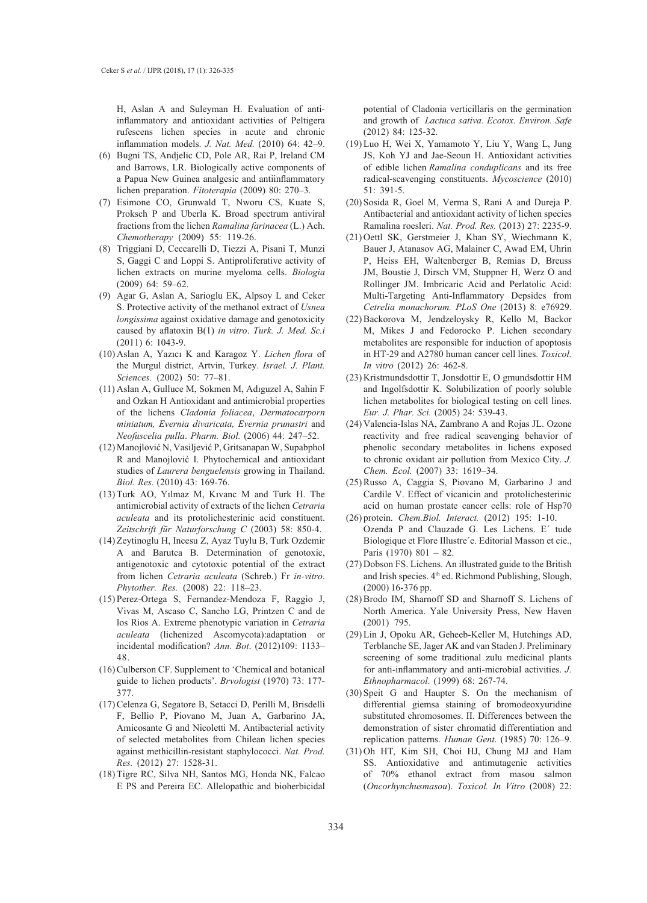H, Aslan A and Suleyman H. Evaluation of anti-inflammatory and antioxidant activities of Peltigera rufescens lichen species in acute and chronic inflammation models. *J. Nat. Med.* (2010) 64: 42–9.

(6) Bugni TS, Andjelic CD, Pole AR, Rai P, Ireland CM and Barrows, LR. Biologically active components of a Papua New Guinea analgesic and antiinflammatory lichen preparation. *Fitoterapia* (2009) 80: 270–3.

(7) Esimone CO, Grunwald T, Nworu CS, Kuate S, Proksch P and Uberla K. Broad spectrum antiviral fractions from the lichen *Ramalina farinacea* (L.) Ach. *Chemotherapy* (2009) 55: 119-26.

(8) Triggiani D, Ceccarelli D, Tiezzi A, Pisani T, Munzi S, Gaggi C and Loppi S. Antiproliferative activity of lichen extracts on murine myeloma cells. *Biologia* (2009) 64: 59–62.

(9) Agar G, Aslan A, Sarioglu EK, Alpsoy L and Ceker S. Protective activity of the methanol extract of *Usnea longissima* against oxidative damage and genotoxicity caused by aflatoxin B(1) *in vitro*. *Turk. J. Med. Sc.i* (2011) 6: 1043-9.

(10) Aslan A, Yazıcı K and Karagoz Y. *Lichen flora* of the Murgul district, Artvin, Turkey. *Israel. J. Plant. Sciences.* (2002) 50: 77–81.

(11) Aslan A, Gulluce M, Sokmen M, Adıguzel A, Sahin F and Ozkan H Antioxidant and antimicrobial properties of the lichens *Cladonia foliacea*, *Dermatocarporn miniatum, Evernia divaricata, Evernia prunastri* and *Neofuscelia pulla*. *Pharm. Biol.* (2006) 44: 247–52.

(12) Manojlović N, Vasiljević P, Gritsanapan W, Supabphol R and Manojlović I. Phytochemical and antioxidant studies of *Laurera benguelensis* growing in Thailand. *Biol. Res.* (2010) 43: 169-76.

(13) Turk AO, Yılmaz M, Kıvanc M and Turk H. The antimicrobial activity of extracts of the lichen *Cetraria aculeata* and its protolichesterinic acid constituent. *Zeitschrift für Naturforschung C* (2003) 58: 850-4.

(14) Zeytinoglu H, Incesu Z, Ayaz Tuylu B, Turk Ozdemir A and Barutca B. Determination of genotoxic, antigenotoxic and cytotoxic potential of the extract from lichen *Cetraria aculeata* (Schreb.) Fr *in-vitro*. *Phytother. Res.* (2008) 22: 118–23.

(15) Perez-Ortega S, Fernandez-Mendoza F, Raggio J, Vivas M, Ascaso C, Sancho LG, Printzen C and de los Rios A. Extreme phenotypic variation in *Cetraria aculeata* (lichenized Ascomycota):adaptation or incidental modification? *Ann. Bot*. (2012)109: 1133–48.

(16) Culberson CF. Supplement to 'Chemical and botanical guide to lichen products'. *Brvologist* (1970) 73: 177-377.

(17) Celenza G, Segatore B, Setacci D, Perilli M, Brisdelli F, Bellio P, Piovano M, Juan A, Garbarino JA, Amicosante G and Nicoletti M. Antibacterial activity of selected metabolites from Chilean lichen species against methicillin-resistant staphylococci. *Nat. Prod. Res.* (2012) 27: 1528-31.

(18) Tigre RC, Silva NH, Santos MG, Honda NK, Falcao E PS and Pereira EC. Allelopathic and bioherbicidal potential of Cladonia verticillaris on the germination and growth of *Lactuca sativa*. *Ecotox*. *Environ. Safe* (2012) 84: 125-32.

(19) Luo H, Wei X, Yamamoto Y, Liu Y, Wang L, Jung JS, Koh YJ and Jae-Seoun H. Antioxidant activities of edible lichen *Ramalina conduplicans* and its free radical-scavenging constituents. *Mycoscience* (2010) 51: 391-5.

(20) Sosida R, Goel M, Verma S, Rani A and Dureja P. Antibacterial and antioxidant activity of lichen species Ramalina roesleri. *Nat. Prod. Res.* (2013) 27: 2235-9.

(21) Oettl SK, Gerstmeier J, Khan SY, Wiechmann K, Bauer J, Atanasov AG, Malainer C, Awad EM, Uhrin P, Heiss EH, Waltenberger B, Remias D, Breuss JM, Boustie J, Dirsch VM, Stuppner H, Werz O and Rollinger JM. Imbricaric Acid and Perlatolic Acid: Multi-Targeting Anti-Inflammatory Depsides from *Cetrelia monachorum. PLoS One* (2013) 8: e76929.

(22) Backorova M, Jendzeloysky R, Kello M, Backor M, Mikes J and Fedorocko P. Lichen secondary metabolites are responsible for induction of apoptosis in HT-29 and A2780 human cancer cell lines. *Toxicol. In vitro* (2012) 26: 462-8.

(23) Kristmundsdottir T, Jonsdottir E, O gmundsdottir HM and Ingolfsdottir K. Solubilization of poorly soluble lichen metabolites for biological testing on cell lines. *Eur. J. Phar. Sci.* (2005) 24: 539-43.

(24) Valencia-Islas NA, Zambrano A and Rojas JL. Ozone reactivity and free radical scavenging behavior of phenolic secondary metabolites in lichens exposed to chronic oxidant air pollution from Mexico City. *J. Chem. Ecol.* (2007) 33: 1619–34.

(25) Russo A, Caggia S, Piovano M, Garbarino J and Cardile V. Effect of vicanicin and protolichesterinic acid on human prostate cancer cells: role of Hsp70 protein. *Chem.Biol. Interact.* (2012) 195: 1-10.

(26) Ozenda P and Clauzade G. Les Lichens. E´ tude Biologique et Flore Illustre´e. Editorial Masson et cie., Paris (1970) 801 – 82.

(27) Dobson FS. Lichens. An illustrated guide to the British and Irish species. 4th ed. Richmond Publishing, Slough, (2000) 16-376 pp.

(28) Brodo IM, Sharnoff SD and Sharnoff S. Lichens of North America. Yale University Press, New Haven (2001) 795.

(29) Lin J, Opoku AR, Geheeb-Keller M, Hutchings AD, Terblanche SE, Jager AK and van Staden J. Preliminary screening of some traditional zulu medicinal plants for anti-inflammatory and anti-microbial activities. *J. Ethnopharmacol*. (1999) 68: 267-74.

(30) Speit G and Haupter S. On the mechanism of differential giemsa staining of bromodeoxyuridine substituted chromosomes. II. Differences between the demonstration of sister chromatid differentiation and replication patterns. *Human Gent*. (1985) 70: 126–9.

(31) Oh HT, Kim SH, Choi HJ, Chung MJ and Ham SS. Antioxidative and antimutagenic activities of 70% ethanol extract from masou salmon (*Oncorhynchusmasou*). *Toxicol. In Vitro* (2008) 22: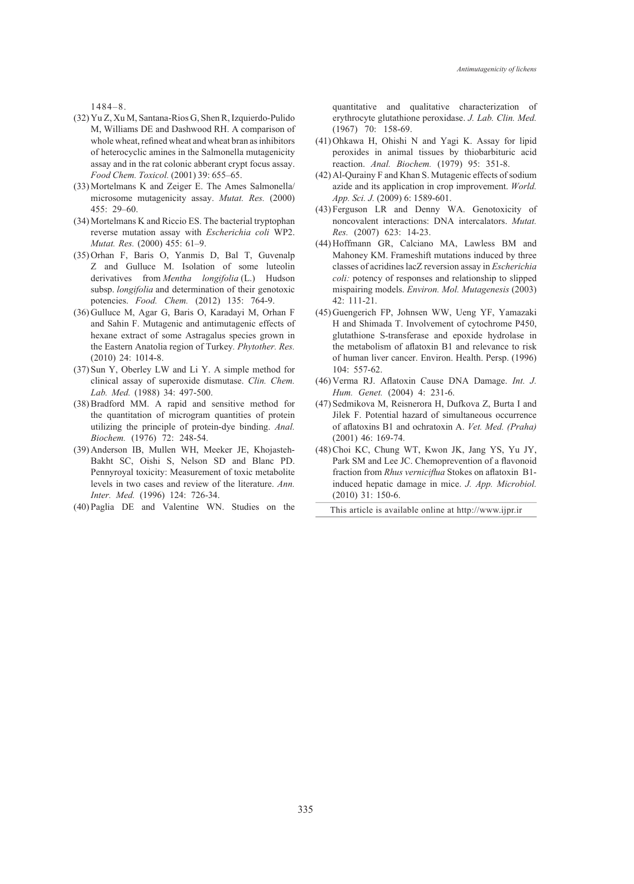1484–8.

(32) Yu Z, Xu M, Santana-Rios G, Shen R, Izquierdo-Pulido M, Williams DE and Dashwood RH. A comparison of whole wheat, refined wheat and wheat bran as inhibitors of heterocyclic amines in the Salmonella mutagenicity assay and in the rat colonic abberant crypt focus assay. *Food Chem. Toxicol.* (2001) 39: 655–65.

(33) Mortelmans K and Zeiger E. The Ames Salmonella/ microsome mutagenicity assay. *Mutat. Res.* (2000) 455: 29–60.

(34) Mortelmans K and Riccio ES. The bacterial tryptophan reverse mutation assay with *Escherichia coli* WP2. *Mutat. Res.* (2000) 455: 61–9.

(35) Orhan F, Baris O, Yanmis D, Bal T, Guvenalp Z and Gulluce M. Isolation of some luteolin derivatives from *Mentha longifolia* (L.) Hudson subsp. *longifolia* and determination of their genotoxic potencies. *Food. Chem.* (2012) 135: 764-9.

(36) Gulluce M, Agar G, Baris O, Karadayi M, Orhan F and Sahin F. Mutagenic and antimutagenic effects of hexane extract of some Astragalus species grown in the Eastern Anatolia region of Turkey. *Phytother. Res.* (2010) 24: 1014-8.

(37) Sun Y, Oberley LW and Li Y. A simple method for clinical assay of superoxide dismutase. *Clin. Chem. Lab. Med.* (1988) 34: 497-500.

(38) Bradford MM. A rapid and sensitive method for the quantitation of microgram quantities of protein utilizing the principle of protein-dye binding. *Anal. Biochem.* (1976) 72: 248-54.

(39) Anderson IB, Mullen WH, Meeker JE, Khojasteh-Bakht SC, Oishi S, Nelson SD and Blanc PD. Pennyroyal toxicity: Measurement of toxic metabolite levels in two cases and review of the literature. *Ann. Inter. Med.* (1996) 124: 726-34.

(40) Paglia DE and Valentine WN. Studies on the quantitative and qualitative characterization of erythrocyte glutathione peroxidase. *J. Lab. Clin. Med.* (1967) 70: 158-69.

(41) Ohkawa H, Ohishi N and Yagi K. Assay for lipid peroxides in animal tissues by thiobarbituric acid reaction. *Anal. Biochem.* (1979) 95: 351-8.

(42) Al-Qurainy F and Khan S. Mutagenic effects of sodium azide and its application in crop improvement. *World. App. Sci. J.* (2009) 6: 1589-601.

(43) Ferguson LR and Denny WA. Genotoxicity of noncovalent interactions: DNA intercalators. *Mutat. Res.* (2007) 623: 14-23.

(44) Hoffmann GR, Calciano MA, Lawless BM and Mahoney KM. Frameshift mutations induced by three classes of acridines lacZ reversion assay in *Escherichia coli:* potency of responses and relationship to slipped mispairing models. *Environ. Mol. Mutagenesis* (2003) 42: 111-21.

(45) Guengerich FP, Johnsen WW, Ueng YF, Yamazaki H and Shimada T. Involvement of cytochrome P450, glutathione S-transferase and epoxide hydrolase in the metabolism of aflatoxin B1 and relevance to risk of human liver cancer. Environ. Health. Persp. (1996) 104: 557-62.

(46) Verma RJ. Aflatoxin Cause DNA Damage. *Int. J. Hum. Genet.* (2004) 4: 231-6.

(47) Sedmikova M, Reisnerora H, Dufkova Z, Burta I and Jilek F. Potential hazard of simultaneous occurrence of aflatoxins B1 and ochratoxin A. *Vet. Med. (Praha)* (2001) 46: 169-74.

(48) Choi KC, Chung WT, Kwon JK, Jang YS, Yu JY, Park SM and Lee JC. Chemoprevention of a flavonoid fraction from *Rhus verniciflua* Stokes on aflatoxin B1-induced hepatic damage in mice. *J. App. Microbiol.* (2010) 31: 150-6.

This article is available online at http://www.ijpr.ir